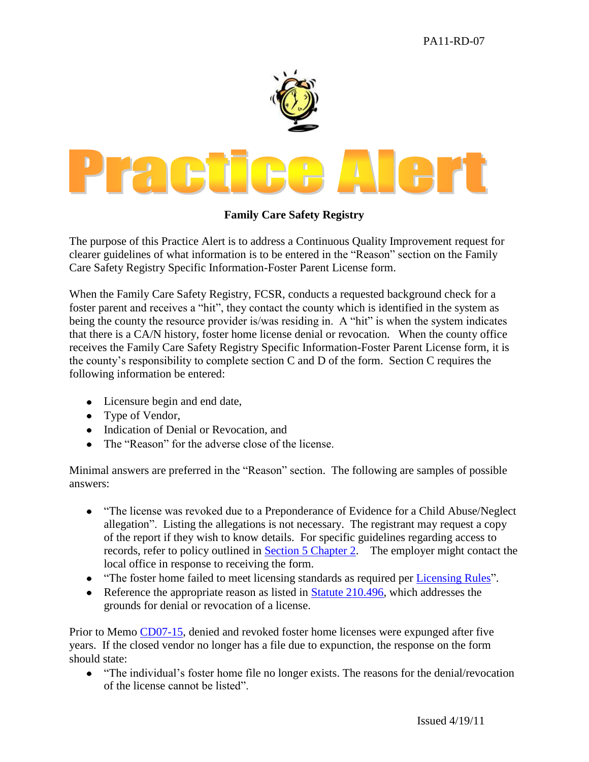PA11-RD-07

# Practice Alert

**Family Care Safety Registry**

The purpose of this Practice Alert is to address a Continuous Quality Improvement request for clearer guidelines of what information is to be entered in the "Reason" section on the Family Care Safety Registry Specific Information-Foster Parent License form.

When the Family Care Safety Registry, FCSR, conducts a requested background check for a foster parent and receives a "hit", they contact the county which is identified in the system as being the county the resource provider is/was residing in. A "hit" is when the system indicates that there is a CA/N history, foster home license denial or revocation. When the county office receives the Family Care Safety Registry Specific Information-Foster Parent License form, it is the county's responsibility to complete section C and D of the form. Section C requires the following information be entered:

- Licensure begin and end date,
- Type of Vendor,
- Indication of Denial or Revocation, and
- The "Reason" for the adverse close of the license.

Minimal answers are preferred in the "Reason" section. The following are samples of possible answers:

- "The license was revoked due to a Preponderance of Evidence for a Child Abuse/Neglect allegation". Listing the allegations is not necessary. The registrant may request a copy of the report if they wish to know details. For specific guidelines regarding access to records, refer to policy outlined in Section 5 Chapter 2. The employer might contact the local office in response to receiving the form.
- "The foster home failed to meet licensing standards as required per Licensing Rules".
- Reference the appropriate reason as listed in Statute 210.496, which addresses the grounds for denial or revocation of a license.

Prior to Memo CD07-15, denied and revoked foster home licenses were expunged after five years. If the closed vendor no longer has a file due to expunction, the response on the form should state:

- "The individual's foster home file no longer exists. The reasons for the denial/revocation of the license cannot be listed".

Issued 4/19/11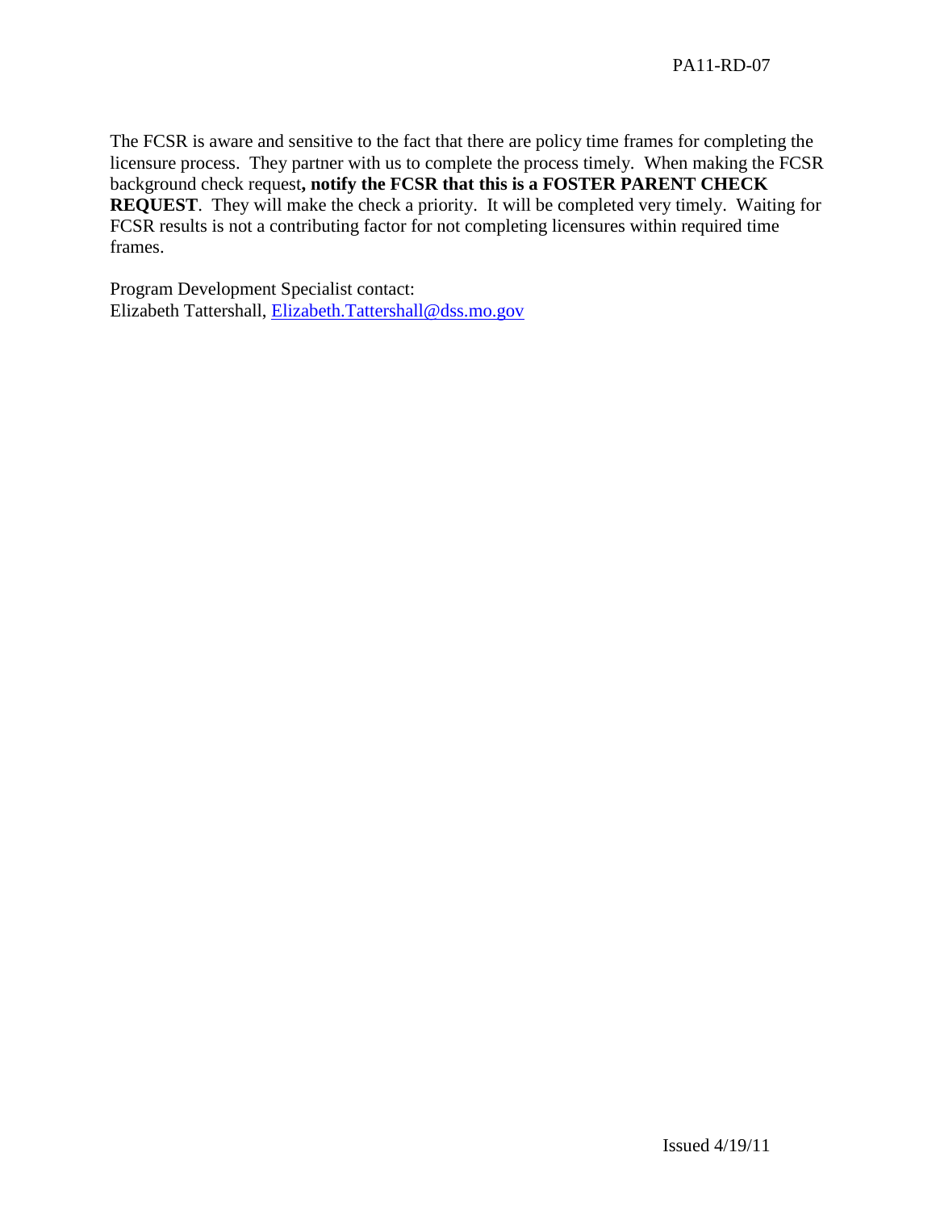The FCSR is aware and sensitive to the fact that there are policy time frames for completing the licensure process. They partner with us to complete the process timely. When making the FCSR background check request**, notify the FCSR that this is a FOSTER PARENT CHECK REQUEST**. They will make the check a priority. It will be completed very timely. Waiting for FCSR results is not a contributing factor for not completing licensures within required time frames.

Program Development Specialist contact:
Elizabeth Tattershall, Elizabeth.Tattershall@dss.mo.gov